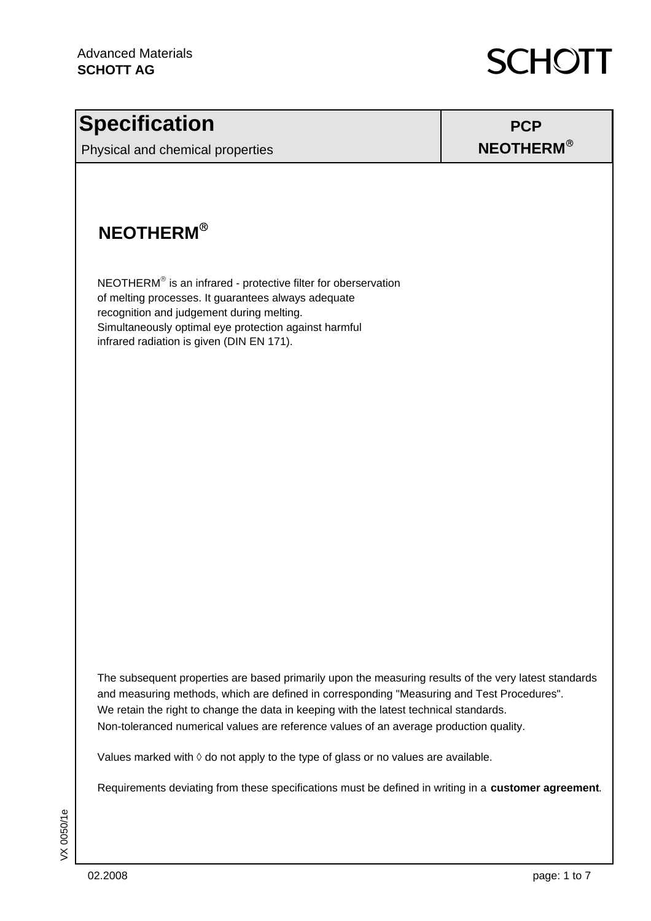Advanced Materials
**SCHOTT AG**

SCHOTT

| **Specification** | **PCP** |
|---|---|
| Physical and chemical properties | **NEOTHERM®** |

# NEOTHERM®

NEOTHERM® is an infrared - protective filter for oberservation of melting processes. It guarantees always adequate recognition and judgement during melting. Simultaneously optimal eye protection against harmful infrared radiation is given (DIN EN 171).

The subsequent properties are based primarily upon the measuring results of the very latest standards and measuring methods, which are defined in corresponding "Measuring and Test Procedures". We retain the right to change the data in keeping with the latest technical standards. Non-toleranced numerical values are reference values of an average production quality.

Values marked with ◊ do not apply to the type of glass or no values are available.

Requirements deviating from these specifications must be defined in writing in a **customer agreement**.

VX 0050/1e

02.2008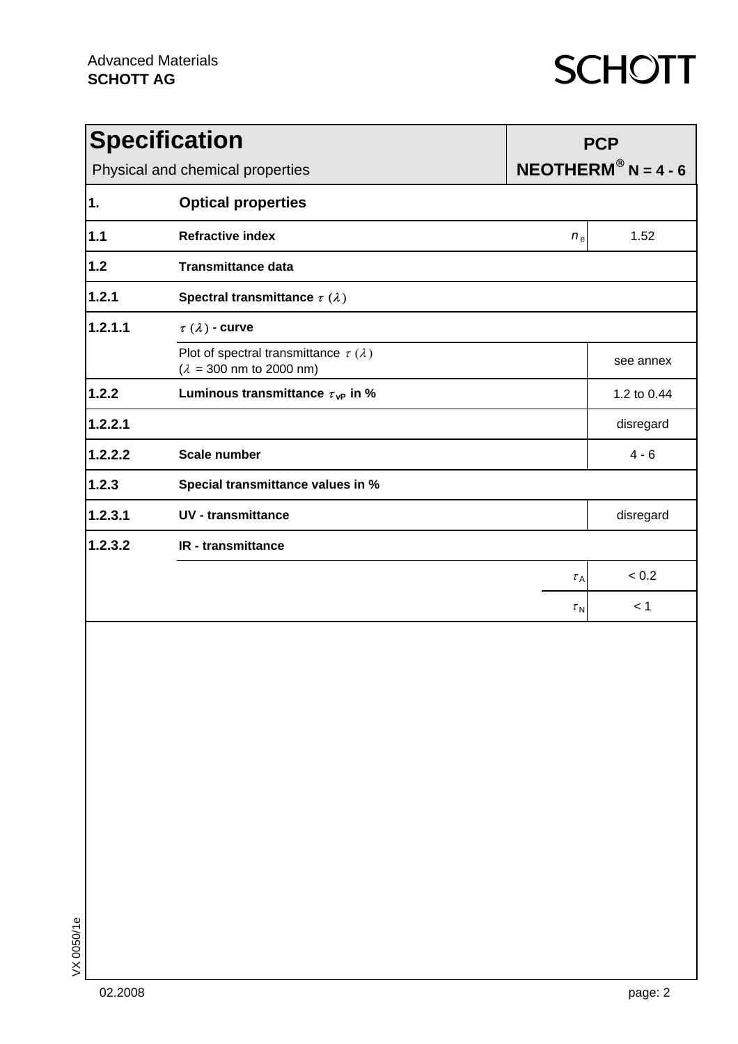Advanced Materials
**SCHOTT AG**

## Specification

Physical and chemical properties

**PCP**
**NEOTHERM® N = 4 - 6**

| | | | |
|---|---|---|---|
| **1.** | **Optical properties** | | |
| **1.1** | **Refractive index** | $n_e$ | 1.52 |
| **1.2** | **Transmittance data** | | |
| **1.2.1** | **Spectral transmittance $\tau(\lambda)$** | | |
| **1.2.1.1** | **$\tau(\lambda)$ - curve** | | |
| | Plot of spectral transmittance $\tau(\lambda)$ ($\lambda$ = 300 nm to 2000 nm) | | see annex |
| **1.2.2** | **Luminous transmittance $\tau_{vP}$ in %** | | 1.2 to 0.44 |
| **1.2.2.1** | | | disregard |
| **1.2.2.2** | **Scale number** | | 4 - 6 |
| **1.2.3** | **Special transmittance values in %** | | |
| **1.2.3.1** | **UV - transmittance** | | disregard |
| **1.2.3.2** | **IR - transmittance** | | |
| | | $\tau_A$ | < 0.2 |
| | | $\tau_N$ | < 1 |

VX 0050/1e

02.2008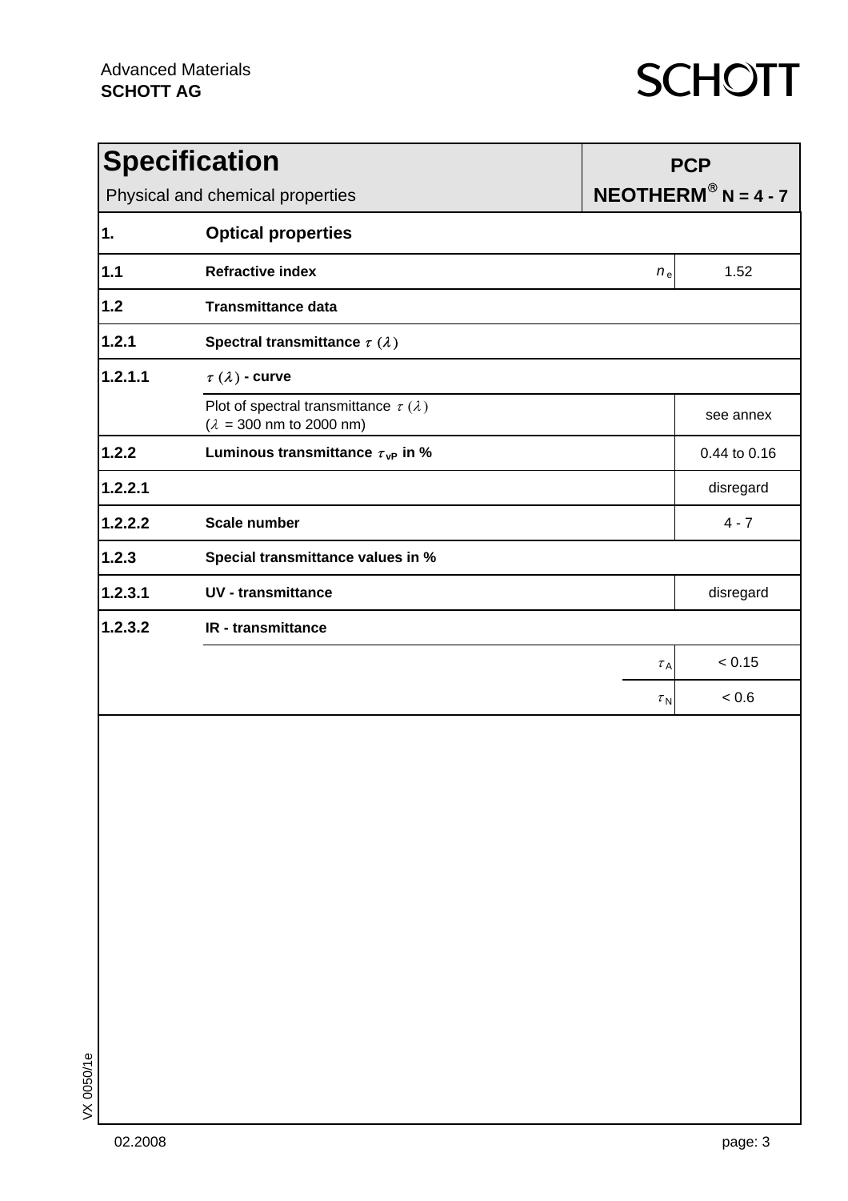Advanced Materials
**SCHOTT AG**

# Specification

Physical and chemical properties

**PCP**
**NEOTHERM® N = 4 - 7**

| | | | |
|---|---|---|---|
| **1.** | **Optical properties** | | |
| **1.1** | **Refractive index** | $n_e$ | 1.52 |
| **1.2** | **Transmittance data** | | |
| **1.2.1** | **Spectral transmittance $\tau(\lambda)$** | | |
| **1.2.1.1** | **$\tau(\lambda)$ - curve** | | |
| | Plot of spectral transmittance $\tau(\lambda)$ ($\lambda$ = 300 nm to 2000 nm) | | see annex |
| **1.2.2** | **Luminous transmittance $\tau_{vP}$ in %** | | 0.44 to 0.16 |
| **1.2.2.1** | | | disregard |
| **1.2.2.2** | **Scale number** | | 4 - 7 |
| **1.2.3** | **Special transmittance values in %** | | |
| **1.2.3.1** | **UV - transmittance** | | disregard |
| **1.2.3.2** | **IR - transmittance** | | |
| | | $\tau_A$ | < 0.15 |
| | | $\tau_N$ | < 0.6 |

VX 0050/1e

02.2008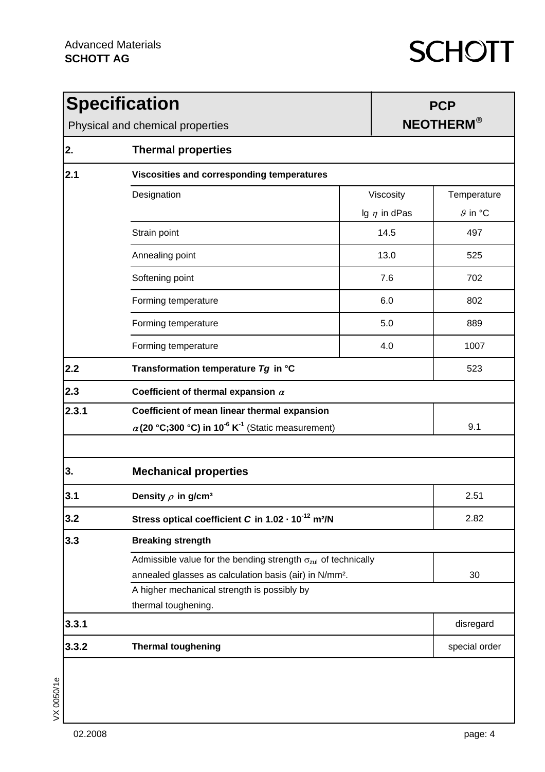# Specification

Physical and chemical properties

**PCP**
**NEOTHERM®**

## 2. Thermal properties

### 2.1 Viscosities and corresponding temperatures

| Designation | Viscosity lg $\eta$ in dPas | Temperature $\vartheta$ in °C |
|---|---|---|
| Strain point | 14.5 | 497 |
| Annealing point | 13.0 | 525 |
| Softening point | 7.6 | 702 |
| Forming temperature | 6.0 | 802 |
| Forming temperature | 5.0 | 889 |
| Forming temperature | 4.0 | 1007 |

| No. | Property | Value |
|---|---|---|
| 2.2 | **Transformation temperature *Tg* in °C** | 523 |
| 2.3 | **Coefficient of thermal expansion $\alpha$** | |
| 2.3.1 | **Coefficient of mean linear thermal expansion $\alpha$ (20 °C;300 °C) in $10^{-6}$ $K^{-1}$** (Static measurement) | 9.1 |

## 3. Mechanical properties

| No. | Property | Value |
|---|---|---|
| 3.1 | **Density $\rho$ in g/cm³** | 2.51 |
| 3.2 | **Stress optical coefficient *C* in 1.02 · $10^{-12}$ m²/N** | 2.82 |
| 3.3 | **Breaking strength** | |
| | Admissible value for the bending strength $\sigma_{zul}$ of technically annealed glasses as calculation basis (air) in N/mm². | 30 |
| | A higher mechanical strength is possibly by thermal toughening. | |
| 3.3.1 | | disregard |
| 3.3.2 | **Thermal toughening** | special order |

VX 0050/1e

02.2008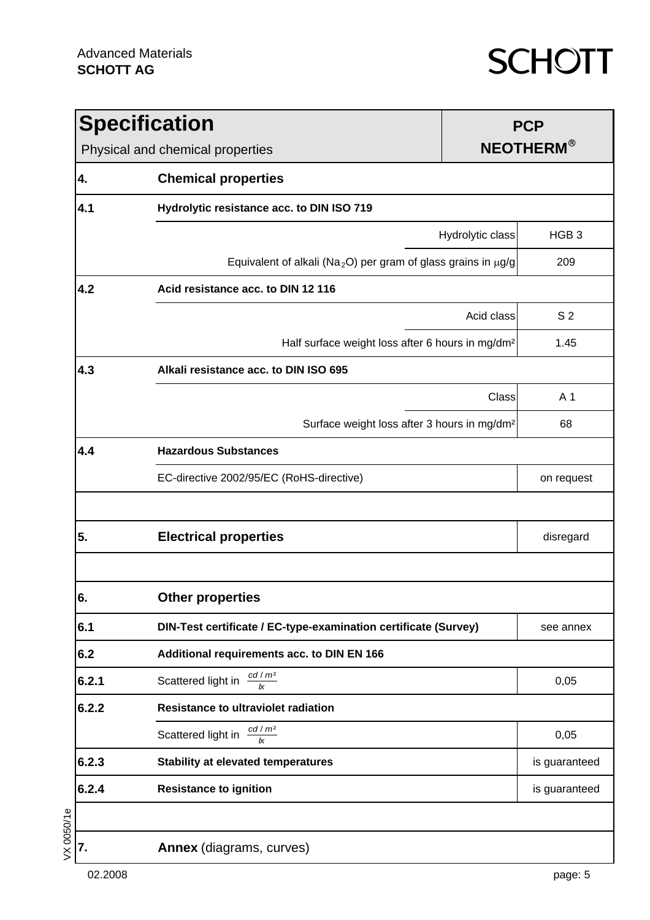Advanced Materials
**SCHOTT AG**

SCHOTT

# Specification

Physical and chemical properties

**PCP NEOTHERM®**

| | | |
|---|---|---|
| **4.** | **Chemical properties** | |
| **4.1** | **Hydrolytic resistance acc. to DIN ISO 719** | |
| | Hydrolytic class | HGB 3 |
| | Equivalent of alkali ($Na_2O$) per gram of glass grains in μg/g | 209 |
| **4.2** | **Acid resistance acc. to DIN 12 116** | |
| | Acid class | S 2 |
| | Half surface weight loss after 6 hours in mg/dm² | 1.45 |
| **4.3** | **Alkali resistance acc. to DIN ISO 695** | |
| | Class | A 1 |
| | Surface weight loss after 3 hours in mg/dm² | 68 |
| **4.4** | **Hazardous Substances** | |
| | EC-directive 2002/95/EC (RoHS-directive) | on request |
| | | |
| **5.** | **Electrical properties** | disregard |
| | | |
| **6.** | **Other properties** | |
| **6.1** | **DIN-Test certificate / EC-type-examination certificate (Survey)** | see annex |
| **6.2** | **Additional requirements acc. to DIN EN 166** | |
| **6.2.1** | Scattered light in $\frac{cd / m^2}{lx}$ | 0,05 |
| **6.2.2** | **Resistance to ultraviolet radiation** | |
| | Scattered light in $\frac{cd / m^2}{lx}$ | 0,05 |
| **6.2.3** | **Stability at elevated temperatures** | is guaranteed |
| **6.2.4** | **Resistance to ignition** | is guaranteed |
| | | |
| **7.** | **Annex** (diagrams, curves) | |

VX 0050/1e

02.2008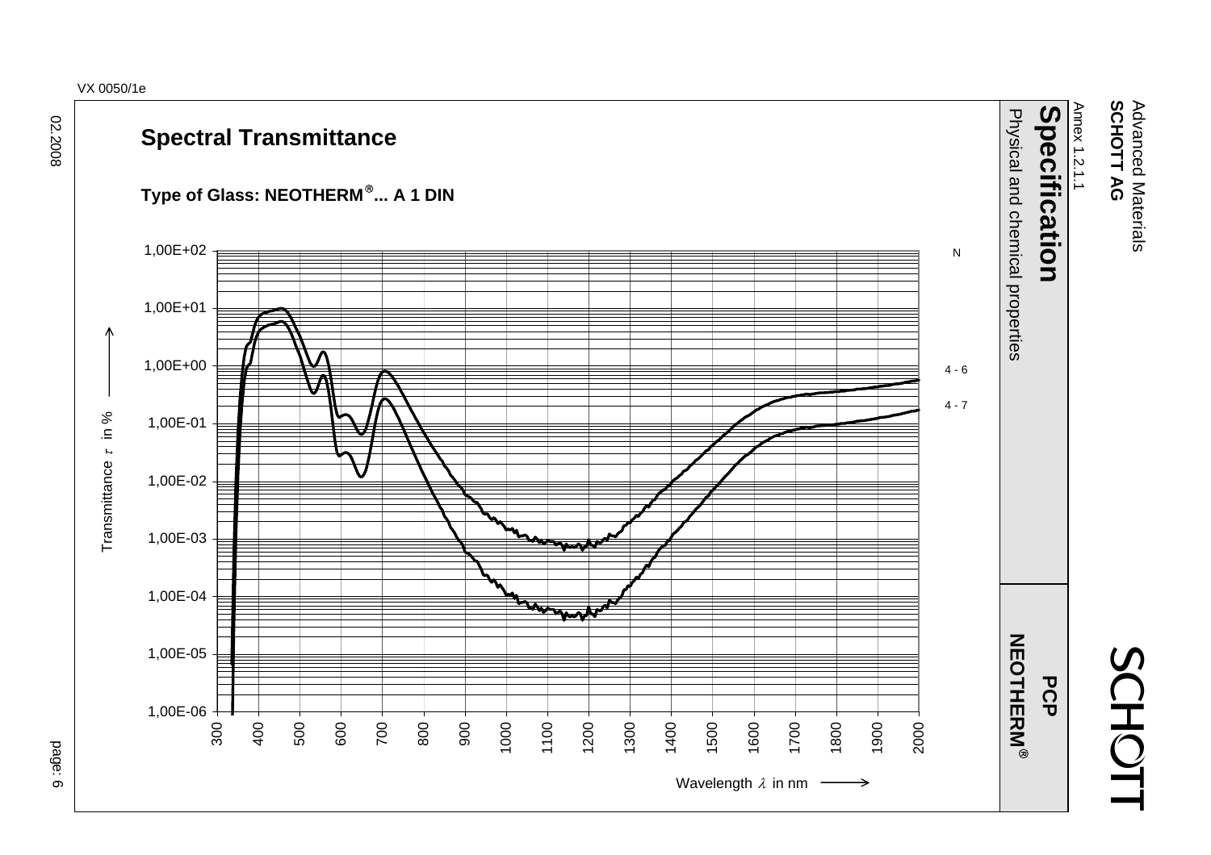## Spectral Transmittance

**Type of Glass: NEOTHERM®... A 1 DIN**

Transmittance $\tau$ in %

| 1,00E+02 | N |
|---|---|
| 1,00E+01 | |
| 1,00E+00 | 4 - 6 |
| 1,00E-01 | 4 - 7 |
| 1,00E-02 | |
| 1,00E-03 | |
| 1,00E-04 | |
| 1,00E-05 | |
| 1,00E-06 | |

300 400 500 600 700 800 900 1000 1100 1200 1300 1400 1500 1600 1700 1800 1900 2000

Wavelength $\lambda$ in nm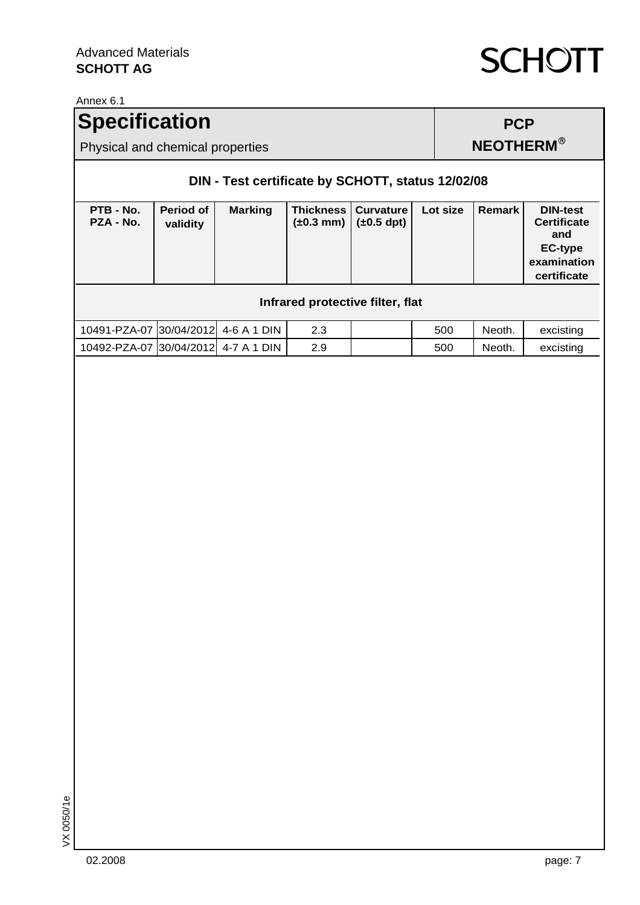Advanced Materials
**SCHOTT AG**

SCHOTT

Annex 6.1

# Specification

Physical and chemical properties

**PCP**
**NEOTHERM®**

### DIN - Test certificate by SCHOTT, status 12/02/08

| PTB - No. PZA - No. | Period of validity | Marking | Thickness (±0.3 mm) | Curvature (±0.5 dpt) | Lot size | Remark | DIN-test Certificate and EC-type examination certificate |
|---|---|---|---|---|---|---|---|
| **Infrared protective filter, flat** | | | | | | | |
| 10491-PZA-07 | 30/04/2012 | 4-6 A 1 DIN | 2.3 | | 500 | Neoth. | excisting |
| 10492-PZA-07 | 30/04/2012 | 4-7 A 1 DIN | 2.9 | | 500 | Neoth. | excisting |

VX 0050/1e

02.2008